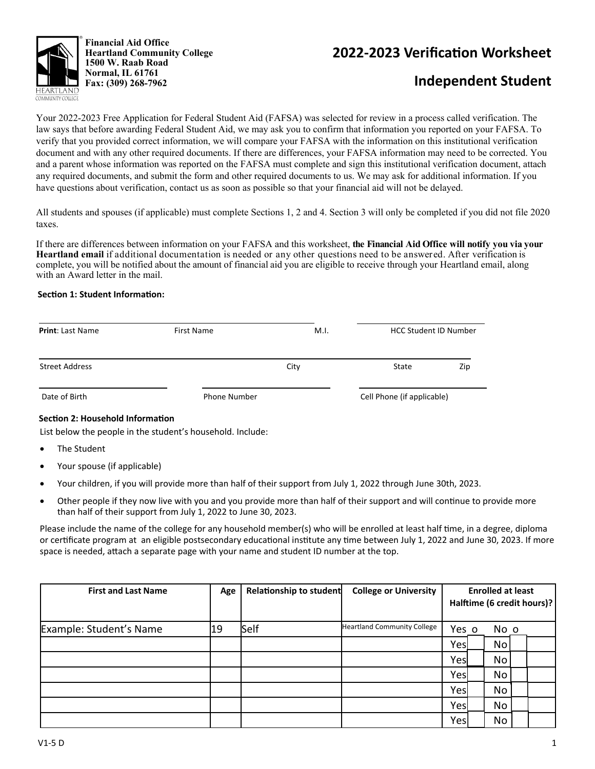Financial Aid Office
Heartland Community College
1500 W. Raab Road
Normal, IL 61761
Fax: (309) 268-7962

# 2022-2023 Verification Worksheet

# Independent Student

Your 2022-2023 Free Application for Federal Student Aid (FAFSA) was selected for review in a process called verification. The law says that before awarding Federal Student Aid, we may ask you to confirm that information you reported on your FAFSA. To verify that you provided correct information, we will compare your FAFSA with the information on this institutional verification document and with any other required documents. If there are differences, your FAFSA information may need to be corrected. You and a parent whose information was reported on the FAFSA must complete and sign this institutional verification document, attach any required documents, and submit the form and other required documents to us. We may ask for additional information. If you have questions about verification, contact us as soon as possible so that your financial aid will not be delayed.

All students and spouses (if applicable) must complete Sections 1, 2 and 4. Section 3 will only be completed if you did not file 2020 taxes.

If there are differences between information on your FAFSA and this worksheet, **the Financial Aid Office will notify you via your Heartland email** if additional documentation is needed or any other questions need to be answered. After verification is complete, you will be notified about the amount of financial aid you are eligible to receive through your Heartland email, along with an Award letter in the mail.

### Section 1: Student Information:

**Print**: Last Name ______ First Name ______ M.I. ______ HCC Student ID Number ______

Street Address ______ City ______ State ______ Zip ______

Date of Birth ______ Phone Number ______ Cell Phone (if applicable) ______

### Section 2: Household Information

List below the people in the student's household. Include:

- The Student
- Your spouse (if applicable)
- Your children, if you will provide more than half of their support from July 1, 2022 through June 30th, 2023.
- Other people if they now live with you and you provide more than half of their support and will continue to provide more than half of their support from July 1, 2022 to June 30, 2023.

Please include the name of the college for any household member(s) who will be enrolled at least half time, in a degree, diploma or certificate program at an eligible postsecondary educational institute any time between July 1, 2022 and June 30, 2023. If more space is needed, attach a separate page with your name and student ID number at the top.

| First and Last Name | Age | Relationship to student | College or University | Enrolled at least Halftime (6 credit hours)? |
|---|---|---|---|---|
| Example: Student's Name | 19 | Self | Heartland Community College | Yes o No o |
| | | | | Yes ☐ No ☐ |
| | | | | Yes ☐ No ☐ |
| | | | | Yes ☐ No ☐ |
| | | | | Yes ☐ No ☐ |
| | | | | Yes ☐ No ☐ |
| | | | | Yes ☐ No ☐ |

V1-5 D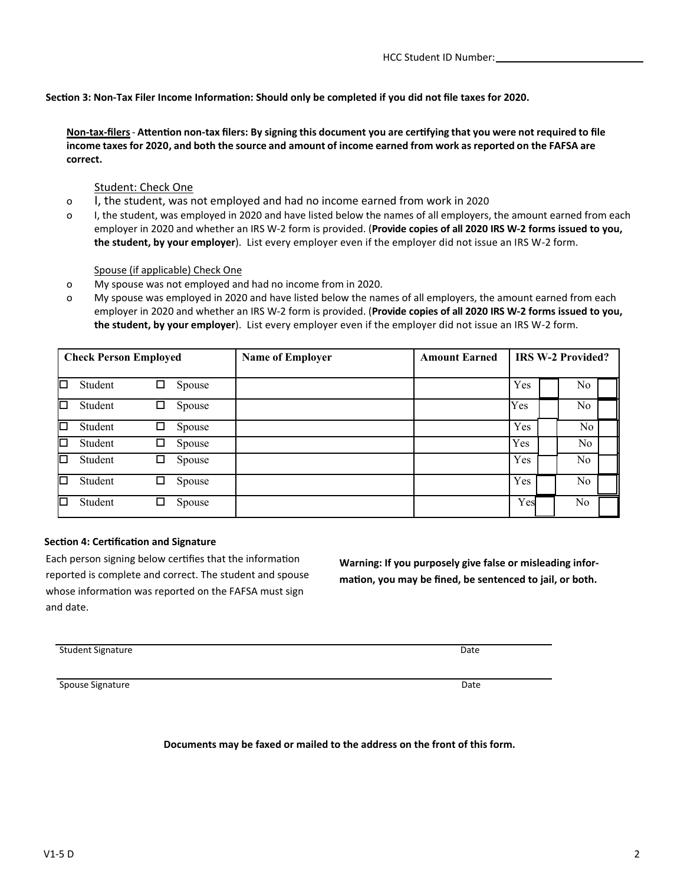HCC Student ID Number: ____________________________

**Section 3: Non-Tax Filer Income Information: Should only be completed if you did not file taxes for 2020.**

**Non-tax-filers** - **Attention non-tax filers: By signing this document you are certifying that you were not required to file income taxes for 2020, and both the source and amount of income earned from work as reported on the FAFSA are correct.**

Student: Check One

- o I, the student, was not employed and had no income earned from work in 2020
- o I, the student, was employed in 2020 and have listed below the names of all employers, the amount earned from each employer in 2020 and whether an IRS W-2 form is provided. (**Provide copies of all 2020 IRS W-2 forms issued to you, the student, by your employer**). List every employer even if the employer did not issue an IRS W-2 form.

Spouse (if applicable) Check One

- o My spouse was not employed and had no income from in 2020.
- o My spouse was employed in 2020 and have listed below the names of all employers, the amount earned from each employer in 2020 and whether an IRS W-2 form is provided. (**Provide copies of all 2020 IRS W-2 forms issued to you, the student, by your employer**). List every employer even if the employer did not issue an IRS W-2 form.

| Check Person Employed | | Name of Employer | Amount Earned | IRS W-2 Provided? | |
|---|---|---|---|---|---|
| ☐ Student | ☐ Spouse | | | Yes ☐ | No ☐ |
| ☐ Student | ☐ Spouse | | | Yes ☐ | No ☐ |
| ☐ Student | ☐ Spouse | | | Yes ☐ | No ☐ |
| ☐ Student | ☐ Spouse | | | Yes ☐ | No ☐ |
| ☐ Student | ☐ Spouse | | | Yes ☐ | No ☐ |
| ☐ Student | ☐ Spouse | | | Yes ☐ | No ☐ |
| ☐ Student | ☐ Spouse | | | Yes ☐ | No ☐ |

**Section 4: Certification and Signature**

Each person signing below certifies that the information reported is complete and correct. The student and spouse whose information was reported on the FAFSA must sign and date.

**Warning: If you purposely give false or misleading information, you may be fined, be sentenced to jail, or both.**

______________________________________________________________

Student Signature Date

______________________________________________________________

Spouse Signature Date

**Documents may be faxed or mailed to the address on the front of this form.**

V1-5 D